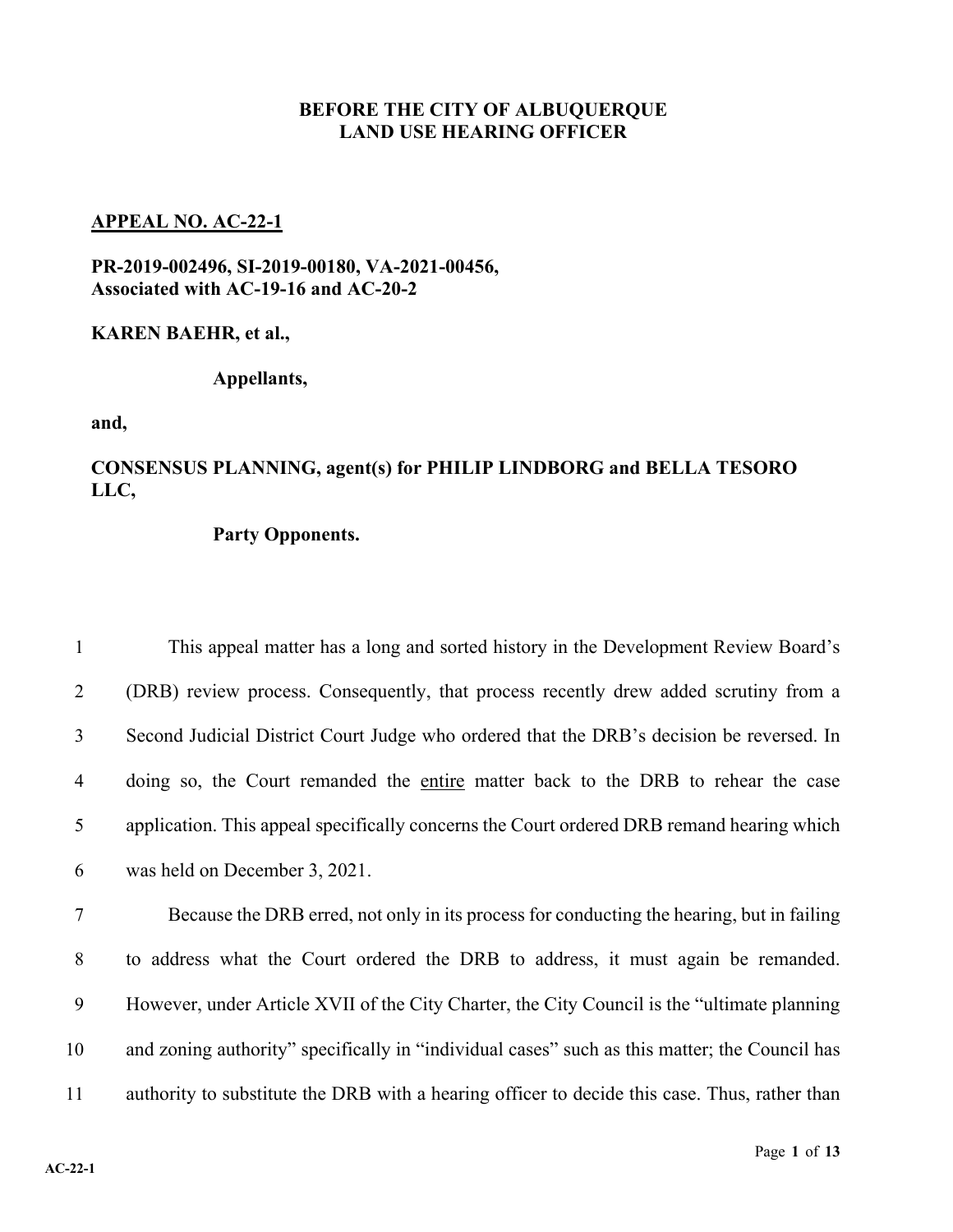**BEFORE THE CITY OF ALBUQUERQUE**
**LAND USE HEARING OFFICER**

**APPEAL NO. AC-22-1**

**PR-2019-002496, SI-2019-00180, VA-2021-00456,**
**Associated with AC-19-16 and AC-20-2**

**KAREN BAEHR, et al.,**

**Appellants,**

**and,**

**CONSENSUS PLANNING, agent(s) for PHILIP LINDBORG and BELLA TESORO LLC,**

**Party Opponents.**

This appeal matter has a long and sorted history in the Development Review Board's (DRB) review process. Consequently, that process recently drew added scrutiny from a Second Judicial District Court Judge who ordered that the DRB's decision be reversed. In doing so, the Court remanded the entire matter back to the DRB to rehear the case application. This appeal specifically concerns the Court ordered DRB remand hearing which was held on December 3, 2021.

Because the DRB erred, not only in its process for conducting the hearing, but in failing to address what the Court ordered the DRB to address, it must again be remanded. However, under Article XVII of the City Charter, the City Council is the "ultimate planning and zoning authority" specifically in "individual cases" such as this matter; the Council has authority to substitute the DRB with a hearing officer to decide this case. Thus, rather than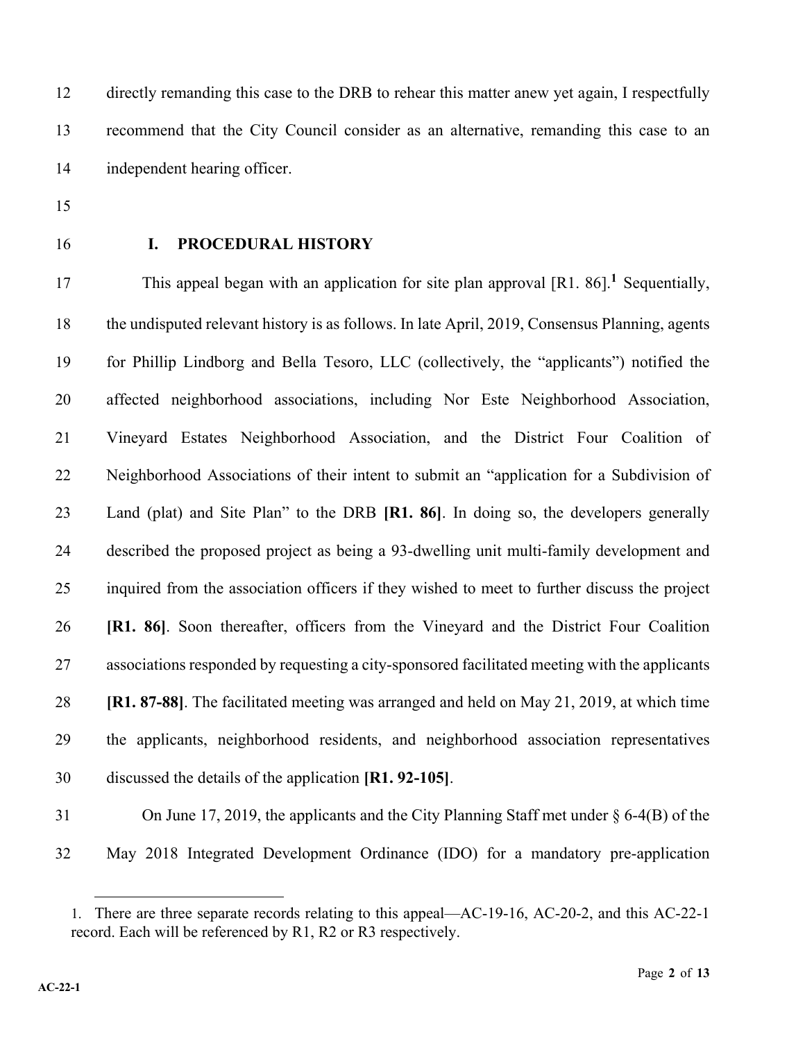directly remanding this case to the DRB to rehear this matter anew yet again, I respectfully recommend that the City Council consider as an alternative, remanding this case to an independent hearing officer.

## I. PROCEDURAL HISTORY

This appeal began with an application for site plan approval [R1. 86].[1] Sequentially, the undisputed relevant history is as follows. In late April, 2019, Consensus Planning, agents for Phillip Lindborg and Bella Tesoro, LLC (collectively, the "applicants") notified the affected neighborhood associations, including Nor Este Neighborhood Association, Vineyard Estates Neighborhood Association, and the District Four Coalition of Neighborhood Associations of their intent to submit an "application for a Subdivision of Land (plat) and Site Plan" to the DRB **[R1. 86]**. In doing so, the developers generally described the proposed project as being a 93-dwelling unit multi-family development and inquired from the association officers if they wished to meet to further discuss the project **[R1. 86]**. Soon thereafter, officers from the Vineyard and the District Four Coalition associations responded by requesting a city-sponsored facilitated meeting with the applicants **[R1. 87-88]**. The facilitated meeting was arranged and held on May 21, 2019, at which time the applicants, neighborhood residents, and neighborhood association representatives discussed the details of the application **[R1. 92-105]**.

On June 17, 2019, the applicants and the City Planning Staff met under § 6-4(B) of the May 2018 Integrated Development Ordinance (IDO) for a mandatory pre-application

---

1. There are three separate records relating to this appeal—AC-19-16, AC-20-2, and this AC-22-1 record. Each will be referenced by R1, R2 or R3 respectively.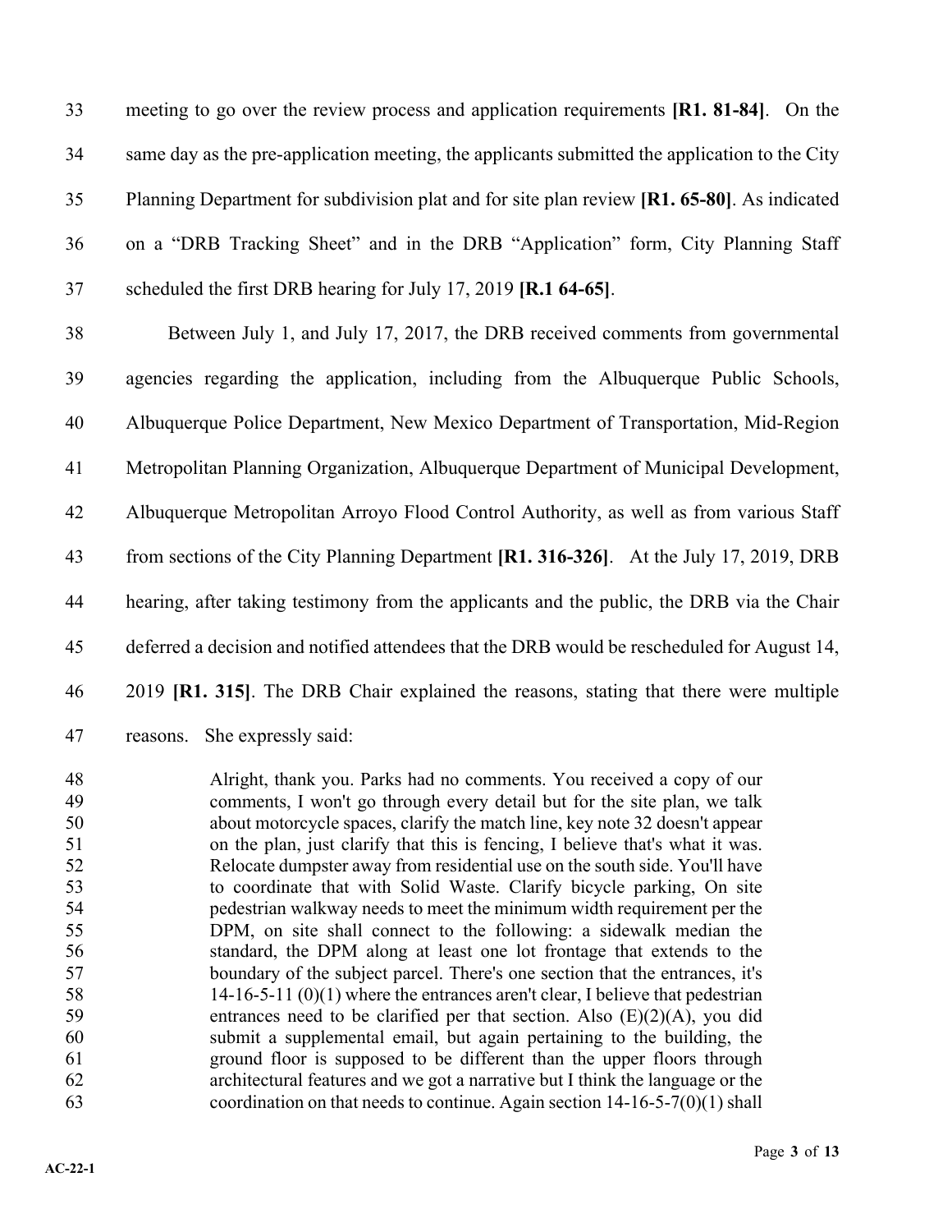meeting to go over the review process and application requirements **[R1. 81-84]**. On the same day as the pre-application meeting, the applicants submitted the application to the City Planning Department for subdivision plat and for site plan review **[R1. 65-80]**. As indicated on a "DRB Tracking Sheet" and in the DRB "Application" form, City Planning Staff scheduled the first DRB hearing for July 17, 2019 **[R.1 64-65]**.

Between July 1, and July 17, 2017, the DRB received comments from governmental agencies regarding the application, including from the Albuquerque Public Schools, Albuquerque Police Department, New Mexico Department of Transportation, Mid-Region Metropolitan Planning Organization, Albuquerque Department of Municipal Development, Albuquerque Metropolitan Arroyo Flood Control Authority, as well as from various Staff from sections of the City Planning Department **[R1. 316-326]**. At the July 17, 2019, DRB hearing, after taking testimony from the applicants and the public, the DRB via the Chair deferred a decision and notified attendees that the DRB would be rescheduled for August 14, 2019 **[R1. 315]**. The DRB Chair explained the reasons, stating that there were multiple reasons. She expressly said:

> Alright, thank you. Parks had no comments. You received a copy of our comments, I won't go through every detail but for the site plan, we talk about motorcycle spaces, clarify the match line, key note 32 doesn't appear on the plan, just clarify that this is fencing, I believe that's what it was. Relocate dumpster away from residential use on the south side. You'll have to coordinate that with Solid Waste. Clarify bicycle parking, On site pedestrian walkway needs to meet the minimum width requirement per the DPM, on site shall connect to the following: a sidewalk median the standard, the DPM along at least one lot frontage that extends to the boundary of the subject parcel. There's one section that the entrances, it's 14-16-5-11 (0)(1) where the entrances aren't clear, I believe that pedestrian entrances need to be clarified per that section. Also (E)(2)(A), you did submit a supplemental email, but again pertaining to the building, the ground floor is supposed to be different than the upper floors through architectural features and we got a narrative but I think the language or the coordination on that needs to continue. Again section 14-16-5-7(0)(1) shall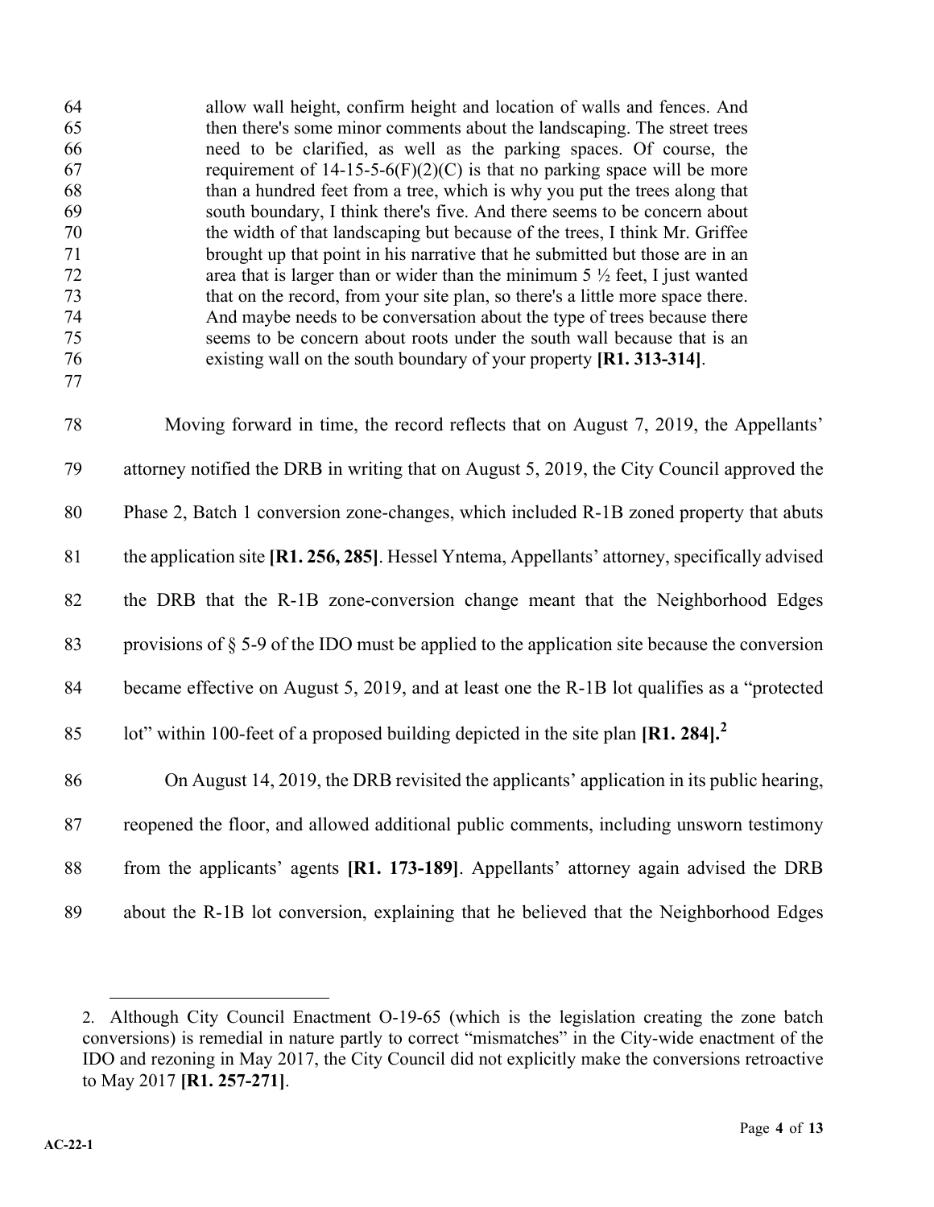> allow wall height, confirm height and location of walls and fences. And then there's some minor comments about the landscaping. The street trees need to be clarified, as well as the parking spaces. Of course, the requirement of 14-15-5-6(F)(2)(C) is that no parking space will be more than a hundred feet from a tree, which is why you put the trees along that south boundary, I think there's five. And there seems to be concern about the width of that landscaping but because of the trees, I think Mr. Griffee brought up that point in his narrative that he submitted but those are in an area that is larger than or wider than the minimum 5 ½ feet, I just wanted that on the record, from your site plan, so there's a little more space there. And maybe needs to be conversation about the type of trees because there seems to be concern about roots under the south wall because that is an existing wall on the south boundary of your property **[R1. 313-314]**.

Moving forward in time, the record reflects that on August 7, 2019, the Appellants' attorney notified the DRB in writing that on August 5, 2019, the City Council approved the Phase 2, Batch 1 conversion zone-changes, which included R-1B zoned property that abuts the application site **[R1. 256, 285]**. Hessel Yntema, Appellants' attorney, specifically advised the DRB that the R-1B zone-conversion change meant that the Neighborhood Edges provisions of § 5-9 of the IDO must be applied to the application site because the conversion became effective on August 5, 2019, and at least one the R-1B lot qualifies as a "protected lot" within 100-feet of a proposed building depicted in the site plan **[R1. 284].**[2]

On August 14, 2019, the DRB revisited the applicants' application in its public hearing, reopened the floor, and allowed additional public comments, including unsworn testimony from the applicants' agents **[R1. 173-189]**. Appellants' attorney again advised the DRB about the R-1B lot conversion, explaining that he believed that the Neighborhood Edges

---

2. Although City Council Enactment O-19-65 (which is the legislation creating the zone batch conversions) is remedial in nature partly to correct "mismatches" in the City-wide enactment of the IDO and rezoning in May 2017, the City Council did not explicitly make the conversions retroactive to May 2017 **[R1. 257-271]**.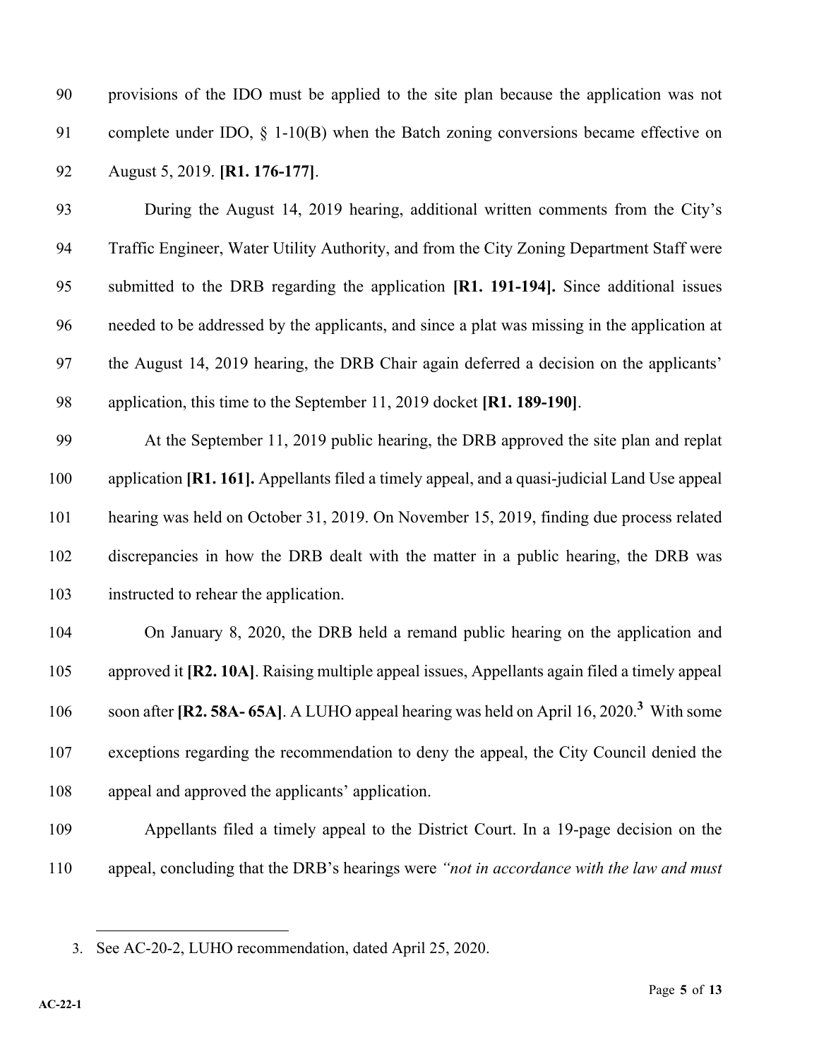provisions of the IDO must be applied to the site plan because the application was not complete under IDO, § 1-10(B) when the Batch zoning conversions became effective on August 5, 2019. **[R1. 176-177]**.

During the August 14, 2019 hearing, additional written comments from the City's Traffic Engineer, Water Utility Authority, and from the City Zoning Department Staff were submitted to the DRB regarding the application **[R1. 191-194].** Since additional issues needed to be addressed by the applicants, and since a plat was missing in the application at the August 14, 2019 hearing, the DRB Chair again deferred a decision on the applicants' application, this time to the September 11, 2019 docket **[R1. 189-190]**.

At the September 11, 2019 public hearing, the DRB approved the site plan and replat application **[R1. 161].** Appellants filed a timely appeal, and a quasi-judicial Land Use appeal hearing was held on October 31, 2019. On November 15, 2019, finding due process related discrepancies in how the DRB dealt with the matter in a public hearing, the DRB was instructed to rehear the application.

On January 8, 2020, the DRB held a remand public hearing on the application and approved it **[R2. 10A]**. Raising multiple appeal issues, Appellants again filed a timely appeal soon after **[R2. 58A- 65A]**. A LUHO appeal hearing was held on April 16, 2020.[3] With some exceptions regarding the recommendation to deny the appeal, the City Council denied the appeal and approved the applicants' application.

Appellants filed a timely appeal to the District Court. In a 19-page decision on the appeal, concluding that the DRB's hearings were *"not in accordance with the law and must*

---

3. See AC-20-2, LUHO recommendation, dated April 25, 2020.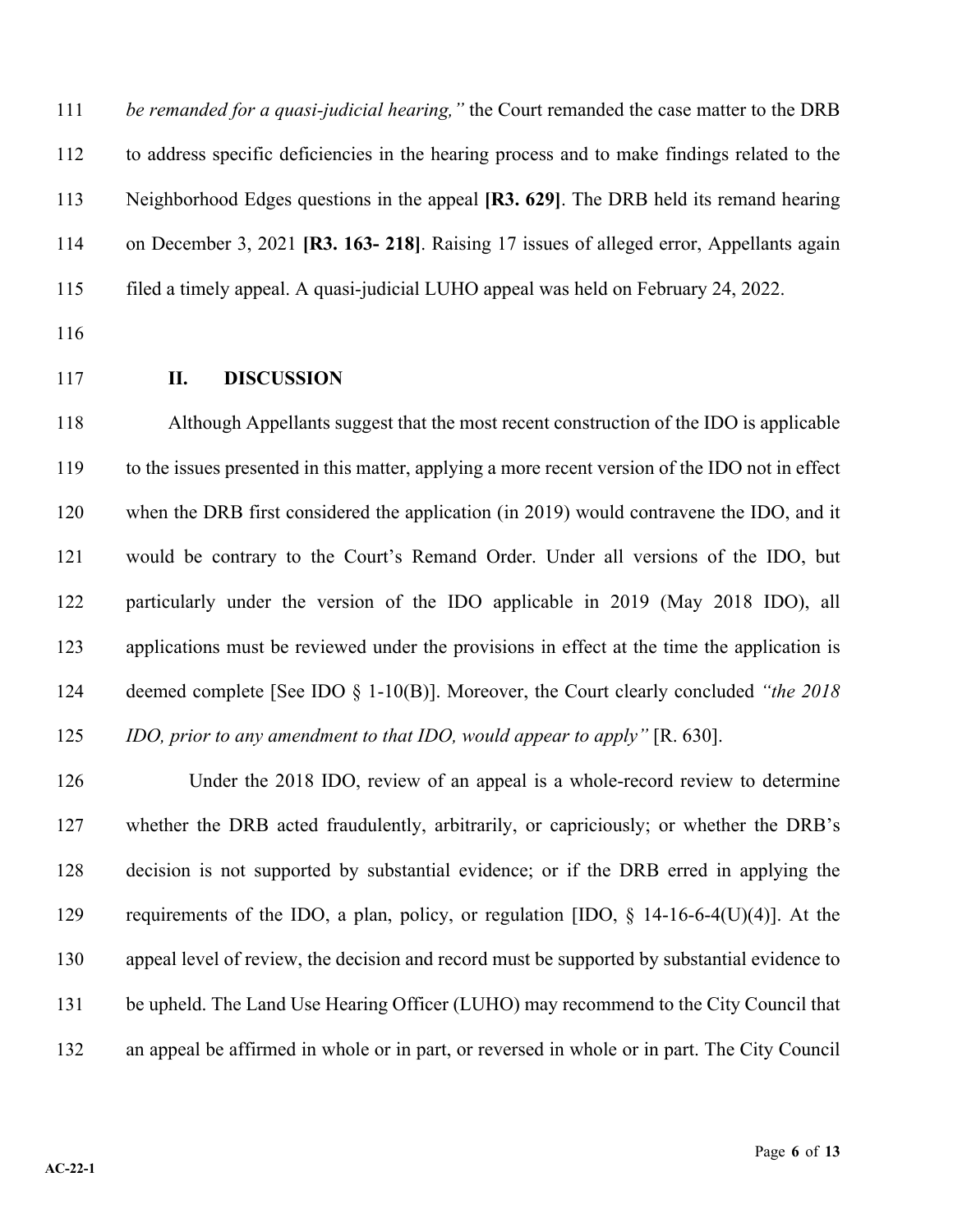*be remanded for a quasi-judicial hearing,"* the Court remanded the case matter to the DRB to address specific deficiencies in the hearing process and to make findings related to the Neighborhood Edges questions in the appeal **[R3. 629]**. The DRB held its remand hearing on December 3, 2021 **[R3. 163- 218]**. Raising 17 issues of alleged error, Appellants again filed a timely appeal. A quasi-judicial LUHO appeal was held on February 24, 2022.

## II. DISCUSSION

Although Appellants suggest that the most recent construction of the IDO is applicable to the issues presented in this matter, applying a more recent version of the IDO not in effect when the DRB first considered the application (in 2019) would contravene the IDO, and it would be contrary to the Court's Remand Order. Under all versions of the IDO, but particularly under the version of the IDO applicable in 2019 (May 2018 IDO), all applications must be reviewed under the provisions in effect at the time the application is deemed complete [See IDO § 1-10(B)]. Moreover, the Court clearly concluded *"the 2018 IDO, prior to any amendment to that IDO, would appear to apply"* [R. 630].

Under the 2018 IDO, review of an appeal is a whole-record review to determine whether the DRB acted fraudulently, arbitrarily, or capriciously; or whether the DRB's decision is not supported by substantial evidence; or if the DRB erred in applying the requirements of the IDO, a plan, policy, or regulation [IDO, § 14-16-6-4(U)(4)]. At the appeal level of review, the decision and record must be supported by substantial evidence to be upheld. The Land Use Hearing Officer (LUHO) may recommend to the City Council that an appeal be affirmed in whole or in part, or reversed in whole or in part. The City Council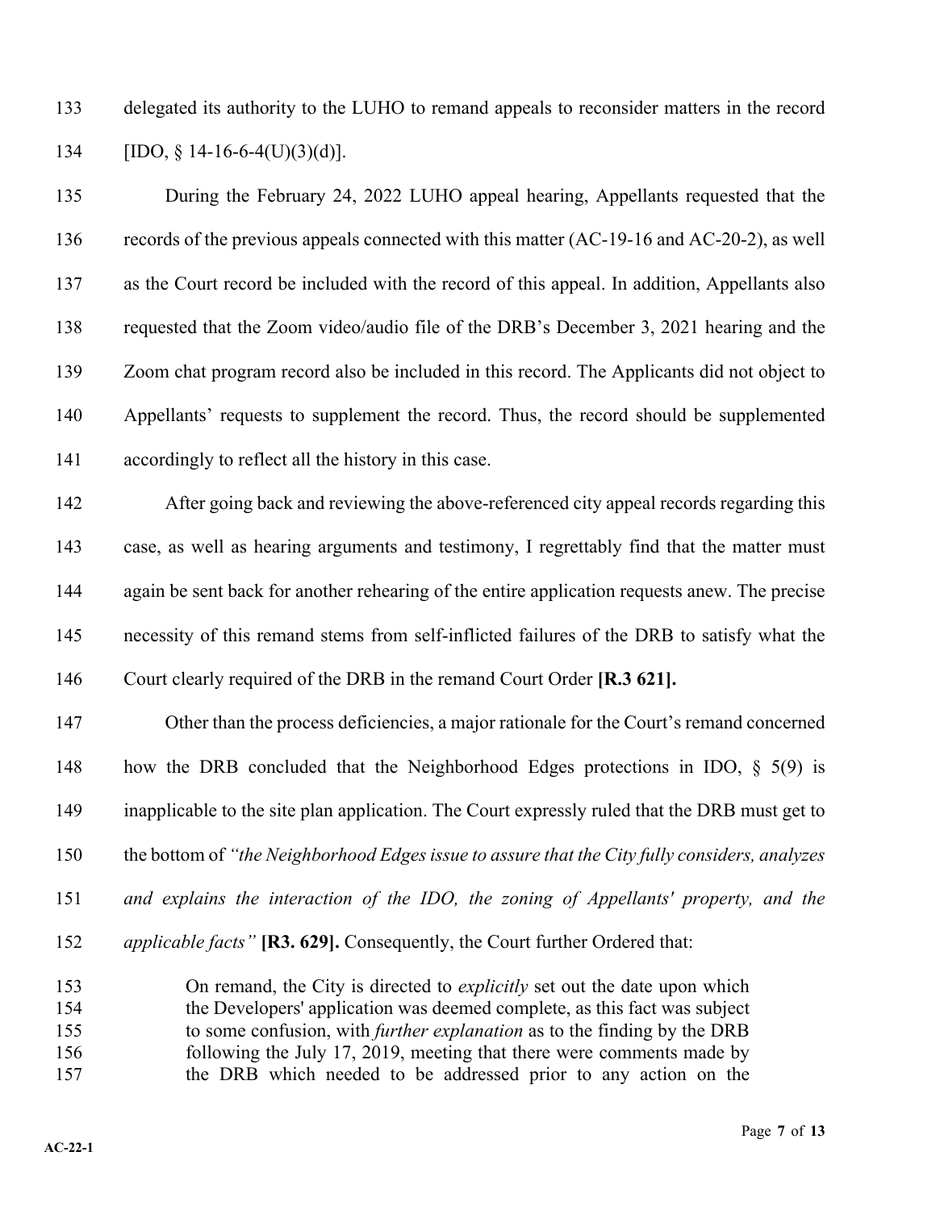delegated its authority to the LUHO to remand appeals to reconsider matters in the record [IDO, § 14-16-6-4(U)(3)(d)].

During the February 24, 2022 LUHO appeal hearing, Appellants requested that the records of the previous appeals connected with this matter (AC-19-16 and AC-20-2), as well as the Court record be included with the record of this appeal. In addition, Appellants also requested that the Zoom video/audio file of the DRB's December 3, 2021 hearing and the Zoom chat program record also be included in this record. The Applicants did not object to Appellants' requests to supplement the record. Thus, the record should be supplemented accordingly to reflect all the history in this case.

After going back and reviewing the above-referenced city appeal records regarding this case, as well as hearing arguments and testimony, I regrettably find that the matter must again be sent back for another rehearing of the entire application requests anew. The precise necessity of this remand stems from self-inflicted failures of the DRB to satisfy what the Court clearly required of the DRB in the remand Court Order **[R.3 621].**

Other than the process deficiencies, a major rationale for the Court's remand concerned how the DRB concluded that the Neighborhood Edges protections in IDO, § 5(9) is inapplicable to the site plan application. The Court expressly ruled that the DRB must get to the bottom of *"the Neighborhood Edges issue to assure that the City fully considers, analyzes and explains the interaction of the IDO, the zoning of Appellants' property, and the applicable facts"* **[R3. 629].** Consequently, the Court further Ordered that:

> On remand, the City is directed to *explicitly* set out the date upon which the Developers' application was deemed complete, as this fact was subject to some confusion, with *further explanation* as to the finding by the DRB following the July 17, 2019, meeting that there were comments made by the DRB which needed to be addressed prior to any action on the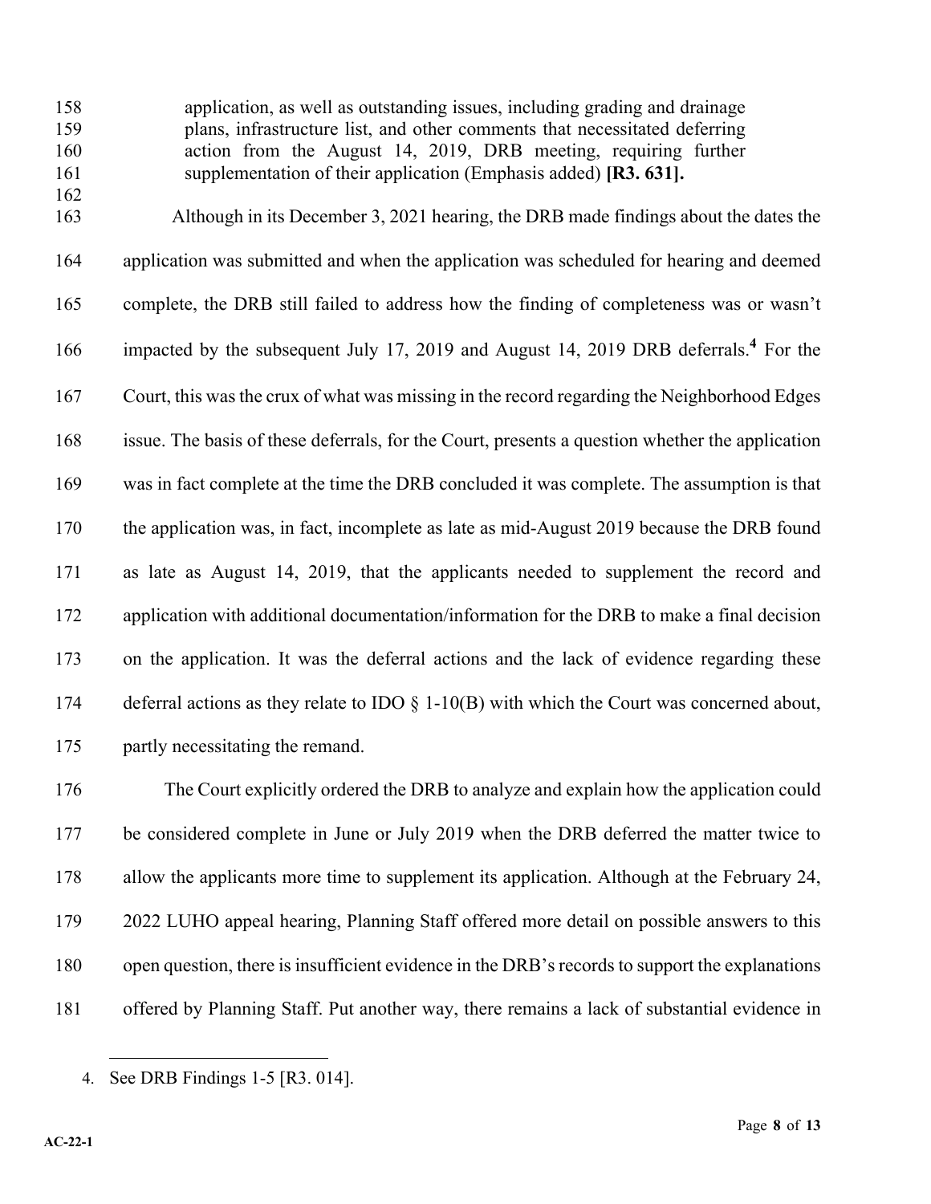> application, as well as outstanding issues, including grading and drainage plans, infrastructure list, and other comments that necessitated deferring action from the August 14, 2019, DRB meeting, requiring further supplementation of their application (Emphasis added) **[R3. 631].**

Although in its December 3, 2021 hearing, the DRB made findings about the dates the application was submitted and when the application was scheduled for hearing and deemed complete, the DRB still failed to address how the finding of completeness was or wasn't impacted by the subsequent July 17, 2019 and August 14, 2019 DRB deferrals.[4] For the Court, this was the crux of what was missing in the record regarding the Neighborhood Edges issue. The basis of these deferrals, for the Court, presents a question whether the application was in fact complete at the time the DRB concluded it was complete. The assumption is that the application was, in fact, incomplete as late as mid-August 2019 because the DRB found as late as August 14, 2019, that the applicants needed to supplement the record and application with additional documentation/information for the DRB to make a final decision on the application. It was the deferral actions and the lack of evidence regarding these deferral actions as they relate to IDO § 1-10(B) with which the Court was concerned about, partly necessitating the remand.

The Court explicitly ordered the DRB to analyze and explain how the application could be considered complete in June or July 2019 when the DRB deferred the matter twice to allow the applicants more time to supplement its application. Although at the February 24, 2022 LUHO appeal hearing, Planning Staff offered more detail on possible answers to this open question, there is insufficient evidence in the DRB's records to support the explanations offered by Planning Staff. Put another way, there remains a lack of substantial evidence in

---

4. See DRB Findings 1-5 [R3. 014].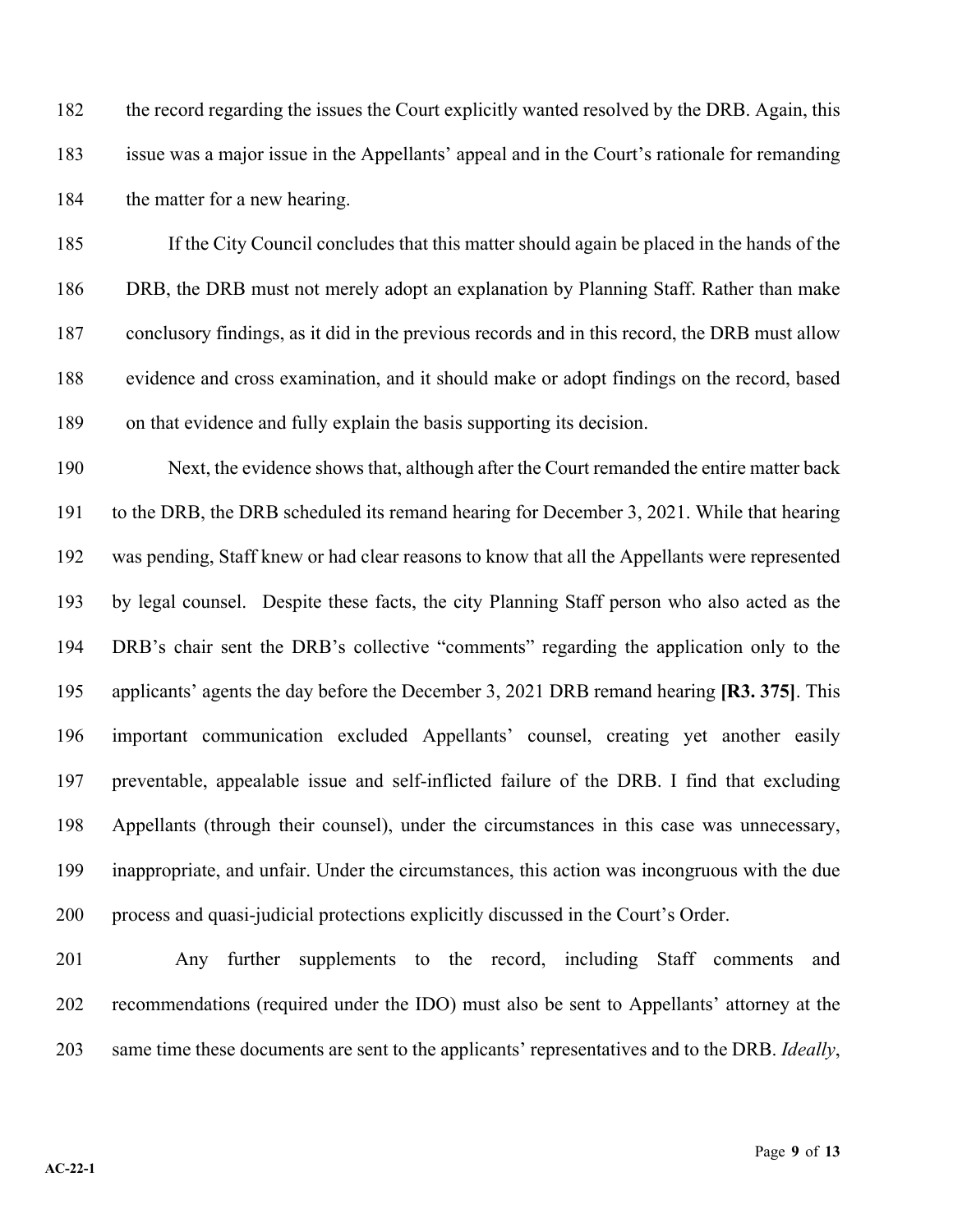the record regarding the issues the Court explicitly wanted resolved by the DRB. Again, this issue was a major issue in the Appellants' appeal and in the Court's rationale for remanding the matter for a new hearing.

If the City Council concludes that this matter should again be placed in the hands of the DRB, the DRB must not merely adopt an explanation by Planning Staff. Rather than make conclusory findings, as it did in the previous records and in this record, the DRB must allow evidence and cross examination, and it should make or adopt findings on the record, based on that evidence and fully explain the basis supporting its decision.

Next, the evidence shows that, although after the Court remanded the entire matter back to the DRB, the DRB scheduled its remand hearing for December 3, 2021. While that hearing was pending, Staff knew or had clear reasons to know that all the Appellants were represented by legal counsel. Despite these facts, the city Planning Staff person who also acted as the DRB's chair sent the DRB's collective "comments" regarding the application only to the applicants' agents the day before the December 3, 2021 DRB remand hearing **[R3. 375]**. This important communication excluded Appellants' counsel, creating yet another easily preventable, appealable issue and self-inflicted failure of the DRB. I find that excluding Appellants (through their counsel), under the circumstances in this case was unnecessary, inappropriate, and unfair. Under the circumstances, this action was incongruous with the due process and quasi-judicial protections explicitly discussed in the Court's Order.

Any further supplements to the record, including Staff comments and recommendations (required under the IDO) must also be sent to Appellants' attorney at the same time these documents are sent to the applicants' representatives and to the DRB. *Ideally*,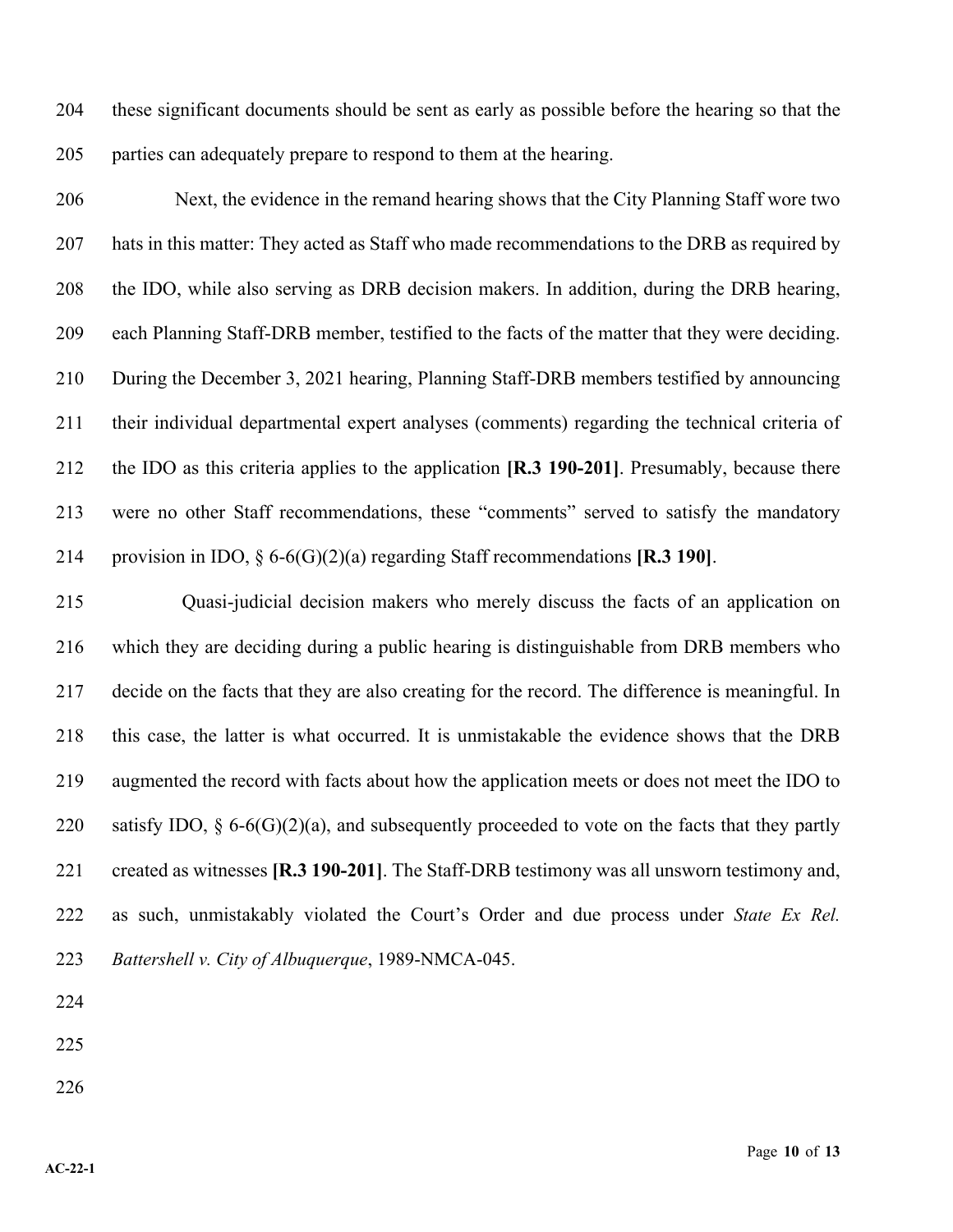these significant documents should be sent as early as possible before the hearing so that the parties can adequately prepare to respond to them at the hearing.

Next, the evidence in the remand hearing shows that the City Planning Staff wore two hats in this matter: They acted as Staff who made recommendations to the DRB as required by the IDO, while also serving as DRB decision makers. In addition, during the DRB hearing, each Planning Staff-DRB member, testified to the facts of the matter that they were deciding. During the December 3, 2021 hearing, Planning Staff-DRB members testified by announcing their individual departmental expert analyses (comments) regarding the technical criteria of the IDO as this criteria applies to the application **[R.3 190-201]**. Presumably, because there were no other Staff recommendations, these "comments" served to satisfy the mandatory provision in IDO, § 6-6(G)(2)(a) regarding Staff recommendations **[R.3 190]**.

Quasi-judicial decision makers who merely discuss the facts of an application on which they are deciding during a public hearing is distinguishable from DRB members who decide on the facts that they are also creating for the record. The difference is meaningful. In this case, the latter is what occurred. It is unmistakable the evidence shows that the DRB augmented the record with facts about how the application meets or does not meet the IDO to satisfy IDO, § 6-6(G)(2)(a), and subsequently proceeded to vote on the facts that they partly created as witnesses **[R.3 190-201]**. The Staff-DRB testimony was all unsworn testimony and, as such, unmistakably violated the Court's Order and due process under *State Ex Rel. Battershell v. City of Albuquerque*, 1989-NMCA-045.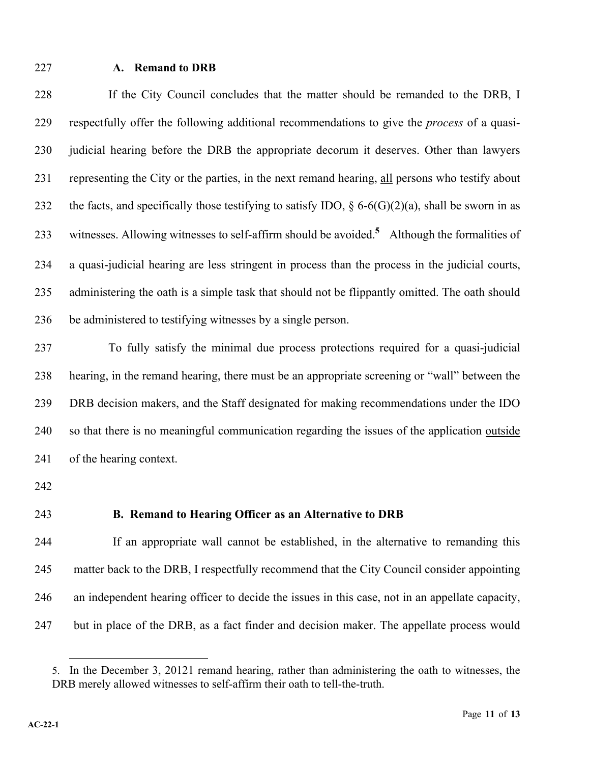### A. Remand to DRB

If the City Council concludes that the matter should be remanded to the DRB, I respectfully offer the following additional recommendations to give the *process* of a quasi-judicial hearing before the DRB the appropriate decorum it deserves. Other than lawyers representing the City or the parties, in the next remand hearing, all persons who testify about the facts, and specifically those testifying to satisfy IDO, § 6-6(G)(2)(a), shall be sworn in as witnesses. Allowing witnesses to self-affirm should be avoided.[5] Although the formalities of a quasi-judicial hearing are less stringent in process than the process in the judicial courts, administering the oath is a simple task that should not be flippantly omitted. The oath should be administered to testifying witnesses by a single person.

To fully satisfy the minimal due process protections required for a quasi-judicial hearing, in the remand hearing, there must be an appropriate screening or "wall" between the DRB decision makers, and the Staff designated for making recommendations under the IDO so that there is no meaningful communication regarding the issues of the application outside of the hearing context.

### B. Remand to Hearing Officer as an Alternative to DRB

If an appropriate wall cannot be established, in the alternative to remanding this matter back to the DRB, I respectfully recommend that the City Council consider appointing an independent hearing officer to decide the issues in this case, not in an appellate capacity, but in place of the DRB, as a fact finder and decision maker. The appellate process would

---

5. In the December 3, 20121 remand hearing, rather than administering the oath to witnesses, the DRB merely allowed witnesses to self-affirm their oath to tell-the-truth.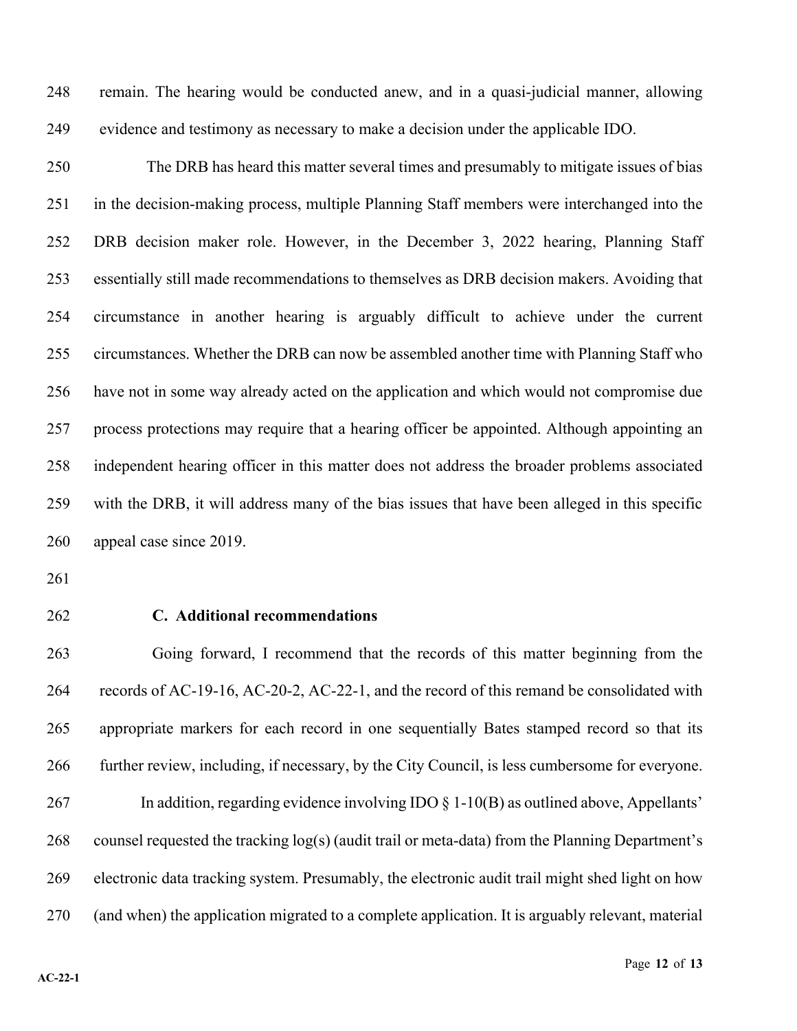remain. The hearing would be conducted anew, and in a quasi-judicial manner, allowing evidence and testimony as necessary to make a decision under the applicable IDO.

The DRB has heard this matter several times and presumably to mitigate issues of bias in the decision-making process, multiple Planning Staff members were interchanged into the DRB decision maker role. However, in the December 3, 2022 hearing, Planning Staff essentially still made recommendations to themselves as DRB decision makers. Avoiding that circumstance in another hearing is arguably difficult to achieve under the current circumstances. Whether the DRB can now be assembled another time with Planning Staff who have not in some way already acted on the application and which would not compromise due process protections may require that a hearing officer be appointed. Although appointing an independent hearing officer in this matter does not address the broader problems associated with the DRB, it will address many of the bias issues that have been alleged in this specific appeal case since 2019.

### C. Additional recommendations

Going forward, I recommend that the records of this matter beginning from the records of AC-19-16, AC-20-2, AC-22-1, and the record of this remand be consolidated with appropriate markers for each record in one sequentially Bates stamped record so that its further review, including, if necessary, by the City Council, is less cumbersome for everyone.

In addition, regarding evidence involving IDO § 1-10(B) as outlined above, Appellants' counsel requested the tracking log(s) (audit trail or meta-data) from the Planning Department's electronic data tracking system. Presumably, the electronic audit trail might shed light on how (and when) the application migrated to a complete application. It is arguably relevant, material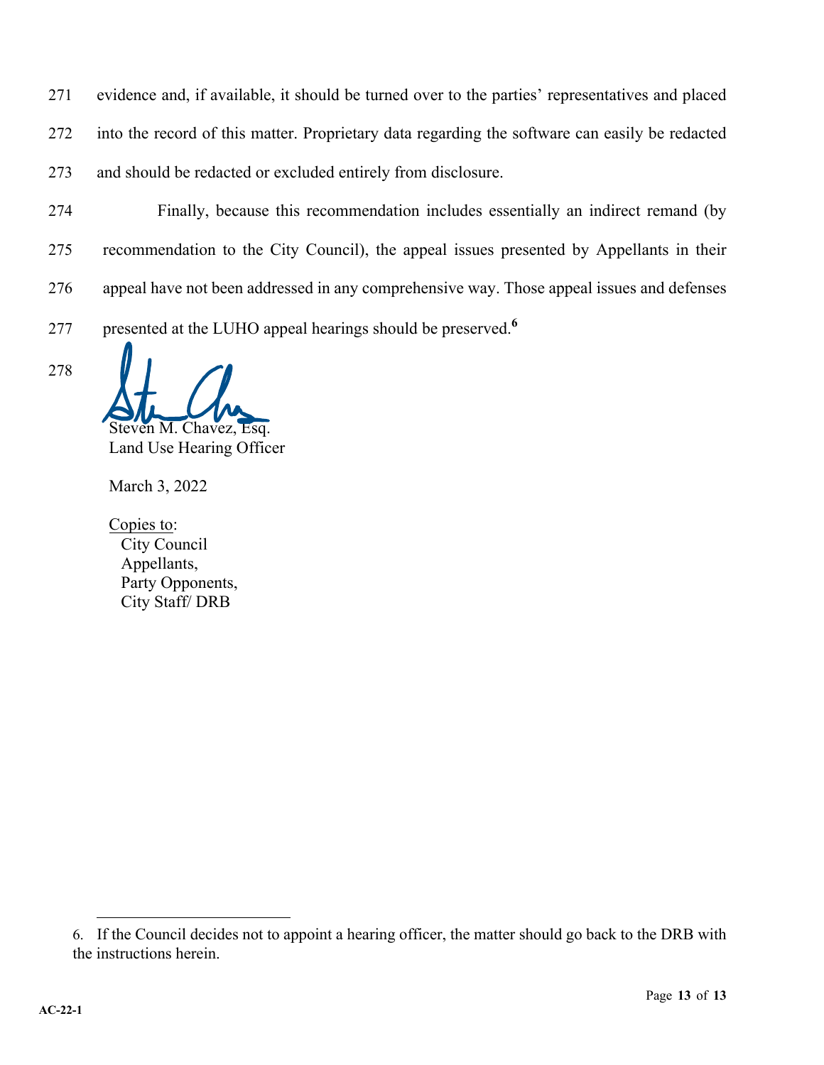evidence and, if available, it should be turned over to the parties' representatives and placed into the record of this matter. Proprietary data regarding the software can easily be redacted and should be redacted or excluded entirely from disclosure.

Finally, because this recommendation includes essentially an indirect remand (by recommendation to the City Council), the appeal issues presented by Appellants in their appeal have not been addressed in any comprehensive way. Those appeal issues and defenses presented at the LUHO appeal hearings should be preserved.[6]

Steven M. Chavez, Esq.
Land Use Hearing Officer

March 3, 2022

Copies to:
City Council
Appellants,
Party Opponents,
City Staff/ DRB

---

6. If the Council decides not to appoint a hearing officer, the matter should go back to the DRB with the instructions herein.

AC-22-1